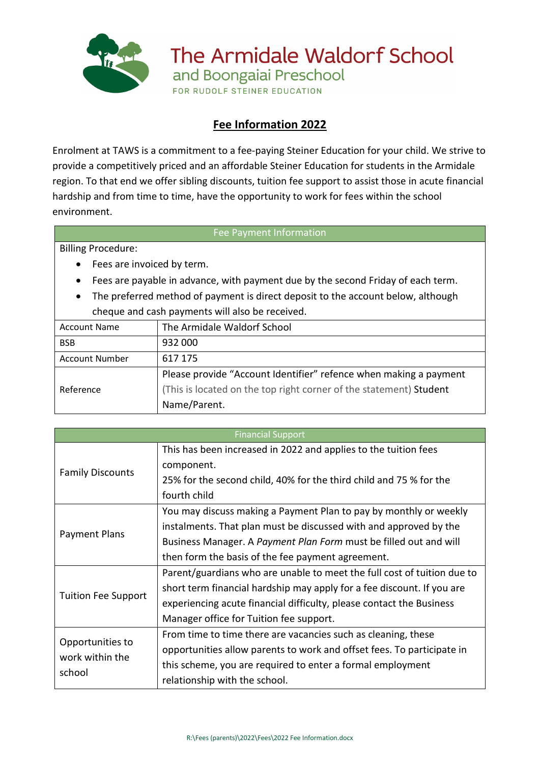# The Armidale Waldorf School

## and Boongaiai Preschool

FOR RUDOLF STEINER EDUCATION

## Fee Information 2022

Enrolment at TAWS is a commitment to a fee-paying Steiner Education for your child. We strive to provide a competitively priced and an affordable Steiner Education for students in the Armidale region. To that end we offer sibling discounts, tuition fee support to assist those in acute financial hardship and from time to time, have the opportunity to work for fees within the school environment.

| Fee Payment Information | |
|---|---|
| Billing Procedure:<br>• Fees are invoiced by term.<br>• Fees are payable in advance, with payment due by the second Friday of each term.<br>• The preferred method of payment is direct deposit to the account below, although cheque and cash payments will also be received. | |
| Account Name | The Armidale Waldorf School |
| BSB | 932 000 |
| Account Number | 617 175 |
| Reference | Please provide "Account Identifier" refence when making a payment (This is located on the top right corner of the statement) Student Name/Parent. |

| Financial Support | |
|---|---|
| Family Discounts | This has been increased in 2022 and applies to the tuition fees component.<br>25% for the second child, 40% for the third child and 75 % for the fourth child |
| Payment Plans | You may discuss making a Payment Plan to pay by monthly or weekly instalments. That plan must be discussed with and approved by the Business Manager. A *Payment Plan Form* must be filled out and will then form the basis of the fee payment agreement. |
| Tuition Fee Support | Parent/guardians who are unable to meet the full cost of tuition due to short term financial hardship may apply for a fee discount. If you are experiencing acute financial difficulty, please contact the Business Manager office for Tuition fee support. |
| Opportunities to work within the school | From time to time there are vacancies such as cleaning, these opportunities allow parents to work and offset fees. To participate in this scheme, you are required to enter a formal employment relationship with the school. |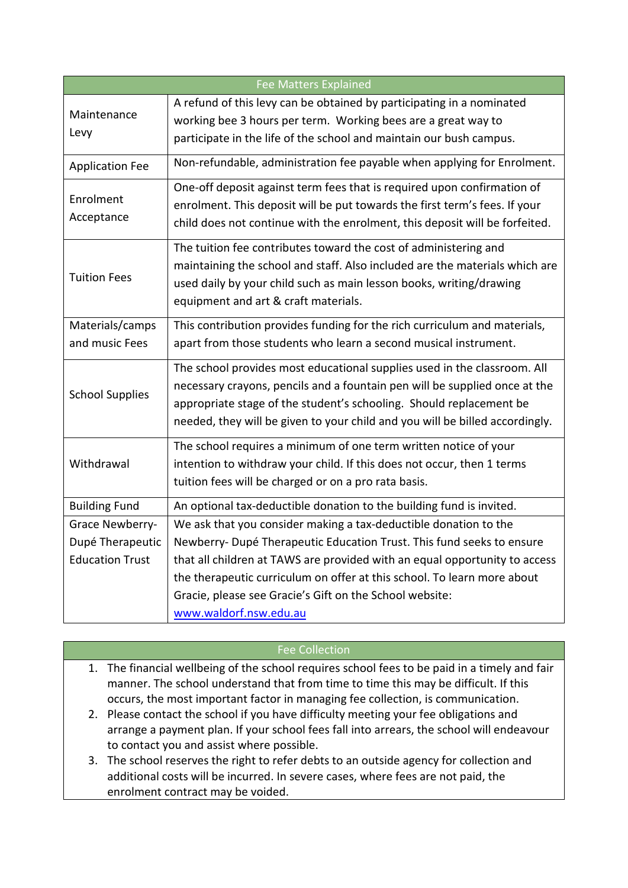| Fee Matters Explained | |
|---|---|
| Maintenance Levy | A refund of this levy can be obtained by participating in a nominated working bee 3 hours per term. Working bees are a great way to participate in the life of the school and maintain our bush campus. |
| Application Fee | Non-refundable, administration fee payable when applying for Enrolment. |
| Enrolment Acceptance | One-off deposit against term fees that is required upon confirmation of enrolment. This deposit will be put towards the first term's fees. If your child does not continue with the enrolment, this deposit will be forfeited. |
| Tuition Fees | The tuition fee contributes toward the cost of administering and maintaining the school and staff. Also included are the materials which are used daily by your child such as main lesson books, writing/drawing equipment and art & craft materials. |
| Materials/camps and music Fees | This contribution provides funding for the rich curriculum and materials, apart from those students who learn a second musical instrument. |
| School Supplies | The school provides most educational supplies used in the classroom. All necessary crayons, pencils and a fountain pen will be supplied once at the appropriate stage of the student's schooling. Should replacement be needed, they will be given to your child and you will be billed accordingly. |
| Withdrawal | The school requires a minimum of one term written notice of your intention to withdraw your child. If this does not occur, then 1 terms tuition fees will be charged or on a pro rata basis. |
| Building Fund | An optional tax-deductible donation to the building fund is invited. |
| Grace Newberry-Dupé Therapeutic Education Trust | We ask that you consider making a tax-deductible donation to the Newberry- Dupé Therapeutic Education Trust. This fund seeks to ensure that all children at TAWS are provided with an equal opportunity to access the therapeutic curriculum on offer at this school. To learn more about Gracie, please see Gracie's Gift on the School website: www.waldorf.nsw.edu.au |

## Fee Collection

1. The financial wellbeing of the school requires school fees to be paid in a timely and fair manner. The school understand that from time to time this may be difficult. If this occurs, the most important factor in managing fee collection, is communication.
2. Please contact the school if you have difficulty meeting your fee obligations and arrange a payment plan. If your school fees fall into arrears, the school will endeavour to contact you and assist where possible.
3. The school reserves the right to refer debts to an outside agency for collection and additional costs will be incurred. In severe cases, where fees are not paid, the enrolment contract may be voided.